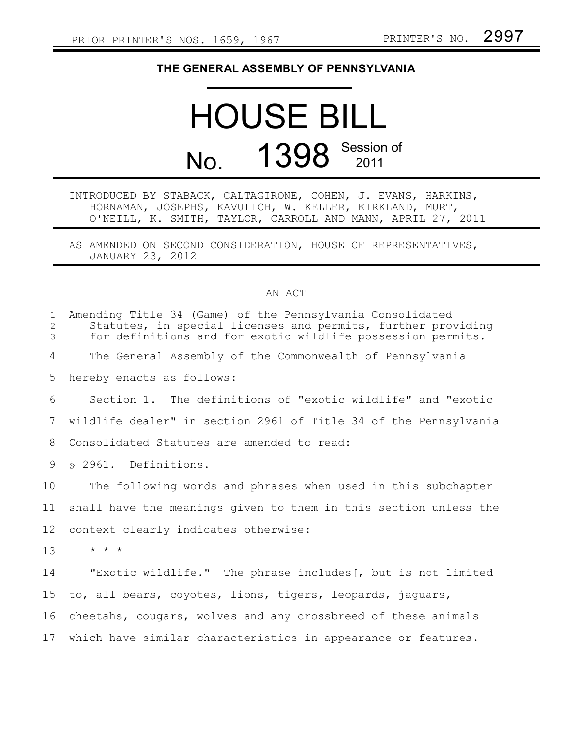PRIOR PRINTER'S NOS. 1659, 1967 PRINTER'S NO. 2997

**THE GENERAL ASSEMBLY OF PENNSYLVANIA**

# HOUSE BILL

# No. 1398 Session of 2011

INTRODUCED BY STABACK, CALTAGIRONE, COHEN, J. EVANS, HARKINS, HORNAMAN, JOSEPHS, KAVULICH, W. KELLER, KIRKLAND, MURT, O'NEILL, K. SMITH, TAYLOR, CARROLL AND MANN, APRIL 27, 2011

AS AMENDED ON SECOND CONSIDERATION, HOUSE OF REPRESENTATIVES, JANUARY 23, 2012

AN ACT

Amending Title 34 (Game) of the Pennsylvania Consolidated Statutes, in special licenses and permits, further providing for definitions and for exotic wildlife possession permits.

The General Assembly of the Commonwealth of Pennsylvania hereby enacts as follows:

Section 1. The definitions of "exotic wildlife" and "exotic wildlife dealer" in section 2961 of Title 34 of the Pennsylvania Consolidated Statutes are amended to read:

§ 2961. Definitions.

The following words and phrases when used in this subchapter shall have the meanings given to them in this section unless the context clearly indicates otherwise:

\* \* \*

"Exotic wildlife." The phrase includes[, but is not limited to, all bears, coyotes, lions, tigers, leopards, jaguars, cheetahs, cougars, wolves and any crossbreed of these animals which have similar characteristics in appearance or features.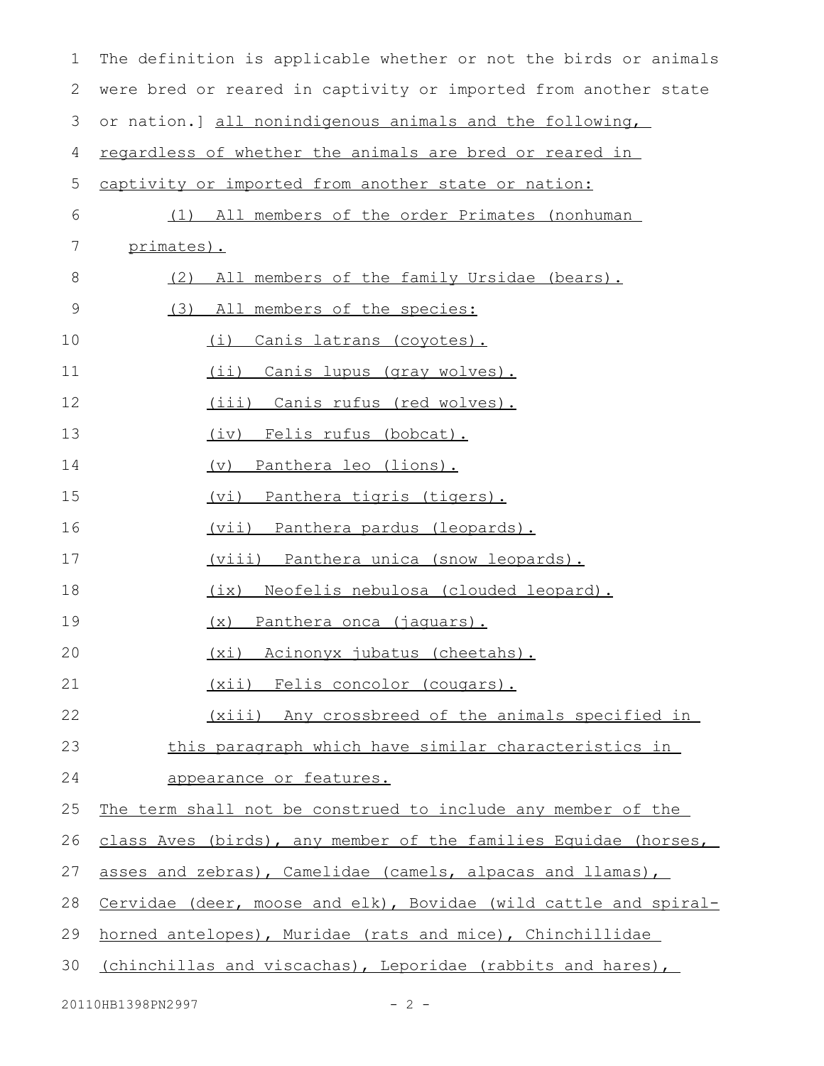The definition is applicable whether or not the birds or animals were bred or reared in captivity or imported from another state or nation.] all nonindigenous animals and the following, regardless of whether the animals are bred or reared in captivity or imported from another state or nation:

(1) All members of the order Primates (nonhuman primates).

(2) All members of the family Ursidae (bears).

(3) All members of the species:

(i) Canis latrans (coyotes).

(ii) Canis lupus (gray wolves).

(iii) Canis rufus (red wolves).

(iv) Felis rufus (bobcat).

(v) Panthera leo (lions).

(vi) Panthera tigris (tigers).

(vii) Panthera pardus (leopards).

(viii) Panthera unica (snow leopards).

(ix) Neofelis nebulosa (clouded leopard).

(x) Panthera onca (jaguars).

(xi) Acinonyx jubatus (cheetahs).

(xii) Felis concolor (cougars).

(xiii) Any crossbreed of the animals specified in this paragraph which have similar characteristics in appearance or features.

The term shall not be construed to include any member of the class Aves (birds), any member of the families Equidae (horses, asses and zebras), Camelidae (camels, alpacas and llamas), Cervidae (deer, moose and elk), Bovidae (wild cattle and spiral-horned antelopes), Muridae (rats and mice), Chinchillidae (chinchillas and viscachas), Leporidae (rabbits and hares),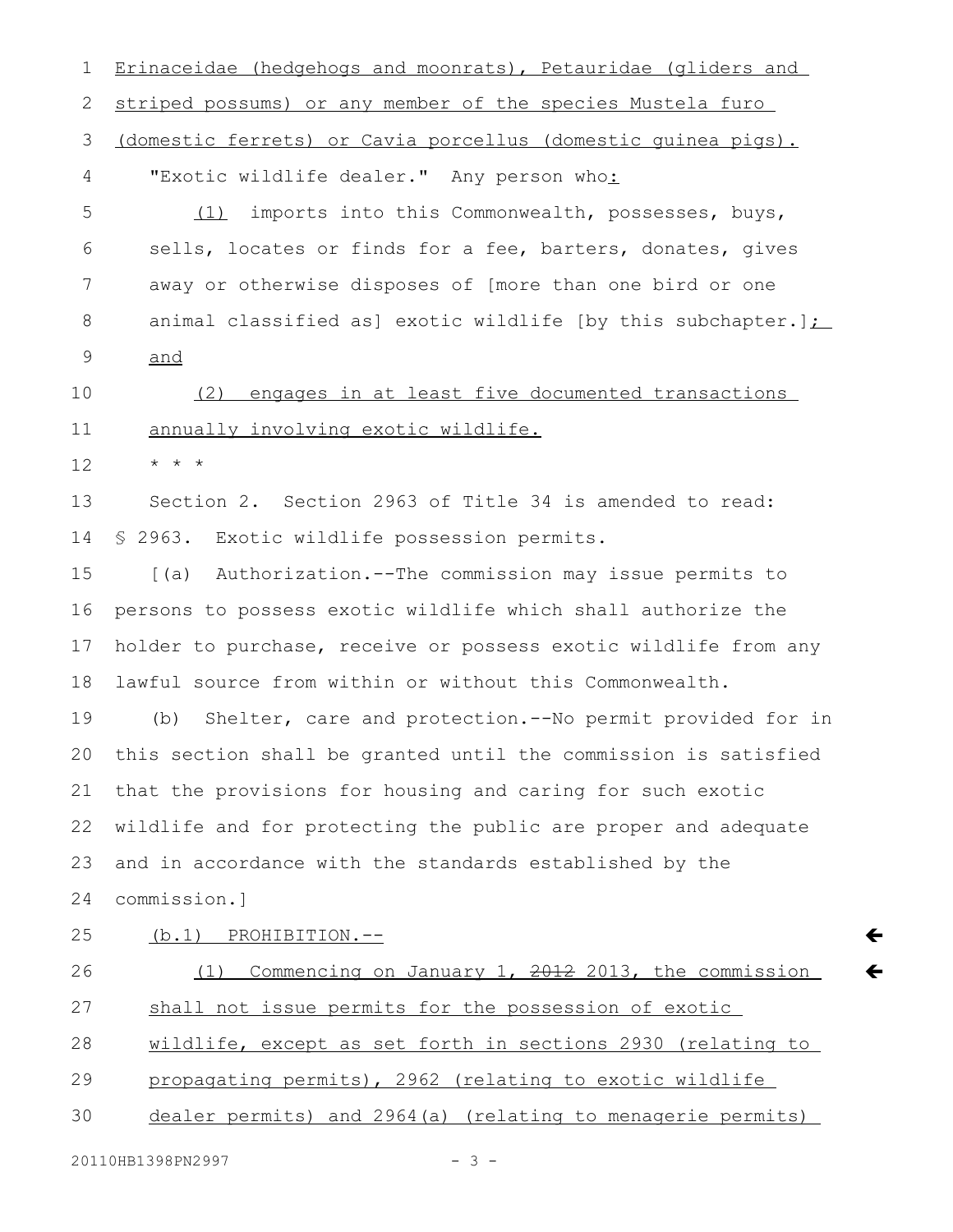Erinaceidae (hedgehogs and moonrats), Petauridae (gliders and striped possums) or any member of the species Mustela furo (domestic ferrets) or Cavia porcellus (domestic guinea pigs).

"Exotic wildlife dealer." Any person who:

(1) imports into this Commonwealth, possesses, buys, sells, locates or finds for a fee, barters, donates, gives away or otherwise disposes of [more than one bird or one animal classified as] exotic wildlife [by this subchapter.]; and

(2) engages in at least five documented transactions annually involving exotic wildlife.

* * *

Section 2. Section 2963 of Title 34 is amended to read:

§ 2963. Exotic wildlife possession permits.

[(a) Authorization.--The commission may issue permits to persons to possess exotic wildlife which shall authorize the holder to purchase, receive or possess exotic wildlife from any lawful source from within or without this Commonwealth.

(b) Shelter, care and protection.--No permit provided for in this section shall be granted until the commission is satisfied that the provisions for housing and caring for such exotic wildlife and for protecting the public are proper and adequate and in accordance with the standards established by the commission.]

(b.1) PROHIBITION.--

(1) Commencing on January 1, ~~2012~~ 2013, the commission shall not issue permits for the possession of exotic wildlife, except as set forth in sections 2930 (relating to propagating permits), 2962 (relating to exotic wildlife dealer permits) and 2964(a) (relating to menagerie permits)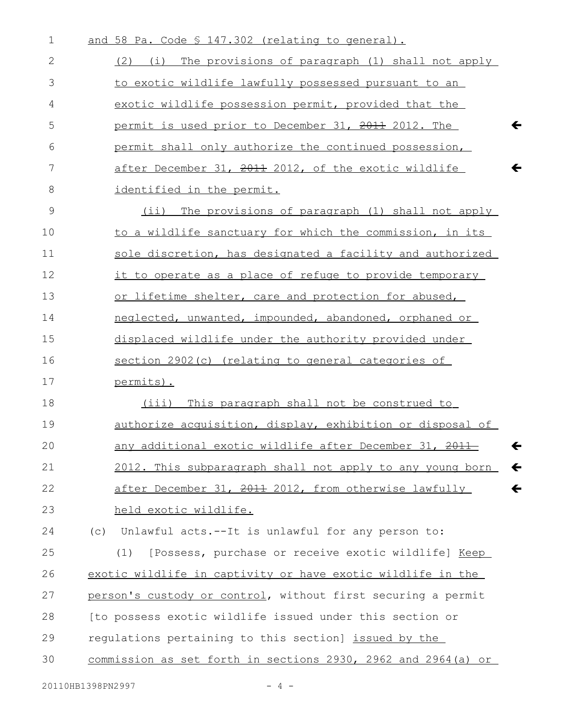and 58 Pa. Code § 147.302 (relating to general).

(2) (i) The provisions of paragraph (1) shall not apply to exotic wildlife lawfully possessed pursuant to an exotic wildlife possession permit, provided that the permit is used prior to December 31, ~~2011~~ 2012. The permit shall only authorize the continued possession, after December 31, ~~2011~~ 2012, of the exotic wildlife identified in the permit.

(ii) The provisions of paragraph (1) shall not apply to a wildlife sanctuary for which the commission, in its sole discretion, has designated a facility and authorized it to operate as a place of refuge to provide temporary or lifetime shelter, care and protection for abused, neglected, unwanted, impounded, abandoned, orphaned or displaced wildlife under the authority provided under section 2902(c) (relating to general categories of permits).

(iii) This paragraph shall not be construed to authorize acquisition, display, exhibition or disposal of any additional exotic wildlife after December 31, ~~2011~~ 2012. This subparagraph shall not apply to any young born after December 31, ~~2011~~ 2012, from otherwise lawfully held exotic wildlife.

(c) Unlawful acts.--It is unlawful for any person to:

(1) [Possess, purchase or receive exotic wildlife] Keep exotic wildlife in captivity or have exotic wildlife in the person's custody or control, without first securing a permit [to possess exotic wildlife issued under this section or regulations pertaining to this section] issued by the commission as set forth in sections 2930, 2962 and 2964(a) or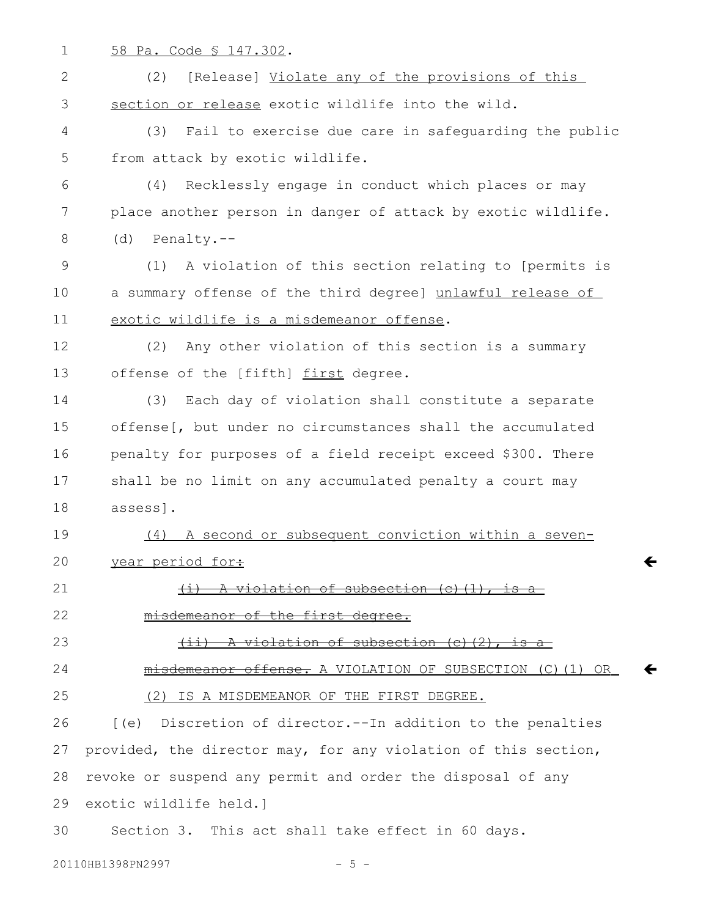58 Pa. Code § 147.302.

(2) [Release] Violate any of the provisions of this section or release exotic wildlife into the wild.

(3) Fail to exercise due care in safeguarding the public from attack by exotic wildlife.

(4) Recklessly engage in conduct which places or may place another person in danger of attack by exotic wildlife.

(d) Penalty.--

(1) A violation of this section relating to [permits is a summary offense of the third degree] unlawful release of exotic wildlife is a misdemeanor offense.

(2) Any other violation of this section is a summary offense of the [fifth] first degree.

(3) Each day of violation shall constitute a separate offense[, but under no circumstances shall the accumulated penalty for purposes of a field receipt exceed $300. There shall be no limit on any accumulated penalty a court may assess].

(4) A second or subsequent conviction within a seven-year period for~~:~~

~~(i) A violation of subsection (c)(1), is a misdemeanor of the first degree.~~

~~(ii) A violation of subsection (c)(2), is a misdemeanor offense.~~ A VIOLATION OF SUBSECTION (C)(1) OR (2) IS A MISDEMEANOR OF THE FIRST DEGREE.

[(e) Discretion of director.--In addition to the penalties provided, the director may, for any violation of this section, revoke or suspend any permit and order the disposal of any exotic wildlife held.]

Section 3. This act shall take effect in 60 days.